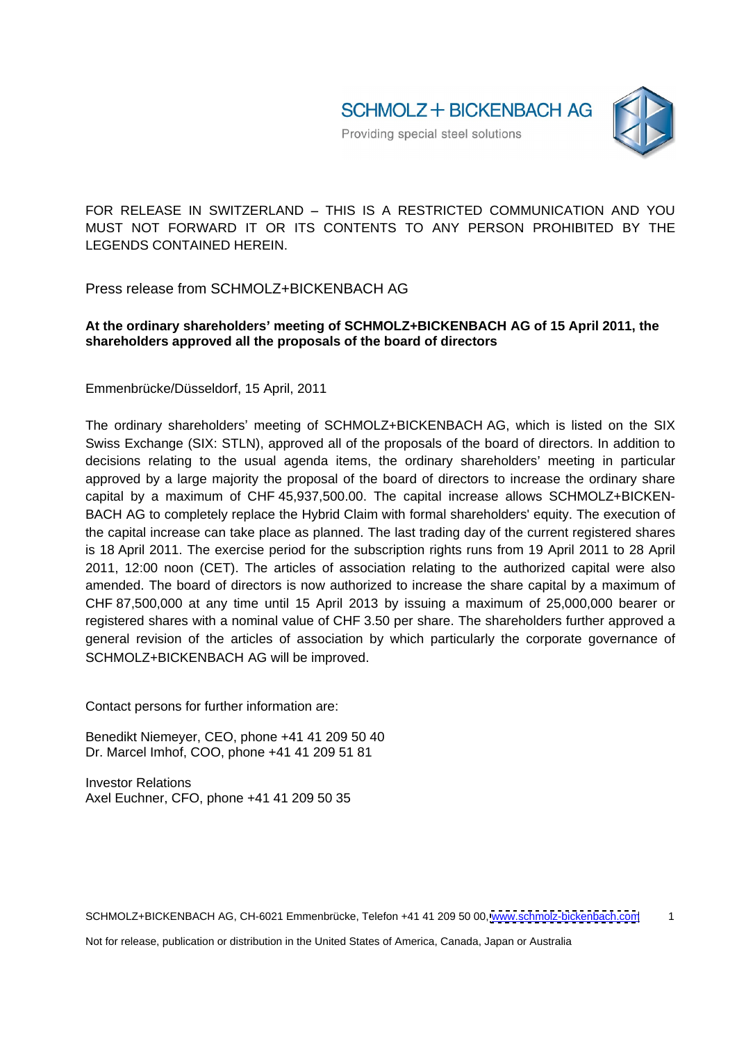SCHMOLZ + BICKENBACH AG

Providing special steel solutions

FOR RELEASE IN SWITZERLAND – THIS IS A RESTRICTED COMMUNICATION AND YOU MUST NOT FORWARD IT OR ITS CONTENTS TO ANY PERSON PROHIBITED BY THE LEGENDS CONTAINED HEREIN.

Press release from SCHMOLZ+BICKENBACH AG

**At the ordinary shareholders' meeting of SCHMOLZ+BICKENBACH AG of 15 April 2011, the shareholders approved all the proposals of the board of directors**

Emmenbrücke/Düsseldorf, 15 April, 2011

The ordinary shareholders' meeting of SCHMOLZ+BICKENBACH AG, which is listed on the SIX Swiss Exchange (SIX: STLN), approved all of the proposals of the board of directors. In addition to decisions relating to the usual agenda items, the ordinary shareholders' meeting in particular approved by a large majority the proposal of the board of directors to increase the ordinary share capital by a maximum of CHF 45,937,500.00. The capital increase allows SCHMOLZ+BICKENBACH AG to completely replace the Hybrid Claim with formal shareholders' equity. The execution of the capital increase can take place as planned. The last trading day of the current registered shares is 18 April 2011. The exercise period for the subscription rights runs from 19 April 2011 to 28 April 2011, 12:00 noon (CET). The articles of association relating to the authorized capital were also amended. The board of directors is now authorized to increase the share capital by a maximum of CHF 87,500,000 at any time until 15 April 2013 by issuing a maximum of 25,000,000 bearer or registered shares with a nominal value of CHF 3.50 per share. The shareholders further approved a general revision of the articles of association by which particularly the corporate governance of SCHMOLZ+BICKENBACH AG will be improved.

Contact persons for further information are:

Benedikt Niemeyer, CEO, phone +41 41 209 50 40
Dr. Marcel Imhof, COO, phone +41 41 209 51 81

Investor Relations
Axel Euchner, CFO, phone +41 41 209 50 35

SCHMOLZ+BICKENBACH AG, CH-6021 Emmenbrücke, Telefon +41 41 209 50 00, www.schmolz-bickenbach.com

Not for release, publication or distribution in the United States of America, Canada, Japan or Australia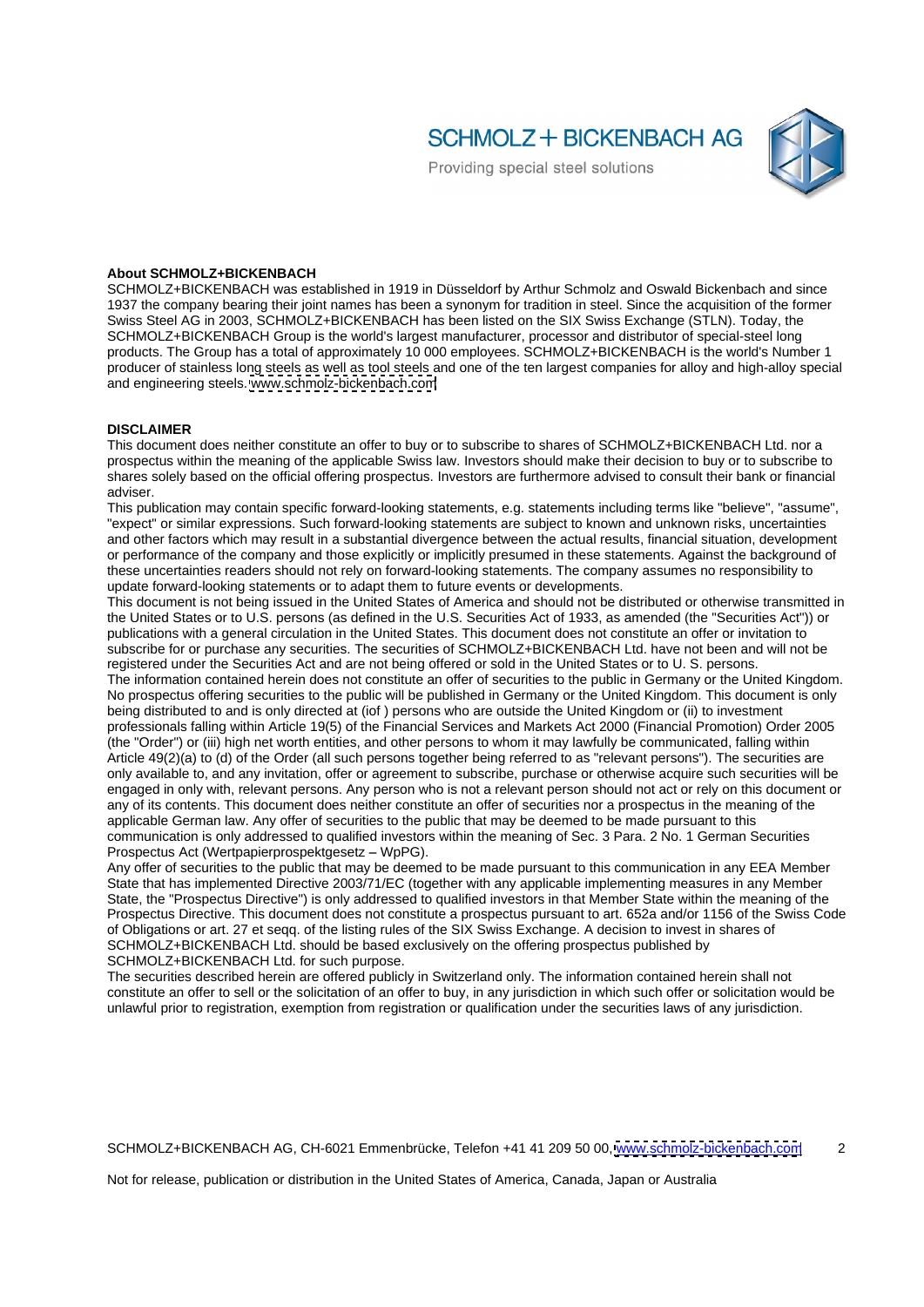**About SCHMOLZ+BICKENBACH**

SCHMOLZ+BICKENBACH was established in 1919 in Düsseldorf by Arthur Schmolz and Oswald Bickenbach and since 1937 the company bearing their joint names has been a synonym for tradition in steel. Since the acquisition of the former Swiss Steel AG in 2003, SCHMOLZ+BICKENBACH has been listed on the SIX Swiss Exchange (STLN). Today, the SCHMOLZ+BICKENBACH Group is the world's largest manufacturer, processor and distributor of special-steel long products. The Group has a total of approximately 10 000 employees. SCHMOLZ+BICKENBACH is the world's Number 1 producer of stainless long steels as well as tool steels and one of the ten largest companies for alloy and high-alloy special and engineering steels. www.schmolz-bickenbach.com

**DISCLAIMER**

This document does neither constitute an offer to buy or to subscribe to shares of SCHMOLZ+BICKENBACH Ltd. nor a prospectus within the meaning of the applicable Swiss law. Investors should make their decision to buy or to subscribe to shares solely based on the official offering prospectus. Investors are furthermore advised to consult their bank or financial adviser.

This publication may contain specific forward-looking statements, e.g. statements including terms like "believe", "assume", "expect" or similar expressions. Such forward-looking statements are subject to known and unknown risks, uncertainties and other factors which may result in a substantial divergence between the actual results, financial situation, development or performance of the company and those explicitly or implicitly presumed in these statements. Against the background of these uncertainties readers should not rely on forward-looking statements. The company assumes no responsibility to update forward-looking statements or to adapt them to future events or developments.

This document is not being issued in the United States of America and should not be distributed or otherwise transmitted in the United States or to U.S. persons (as defined in the U.S. Securities Act of 1933, as amended (the "Securities Act")) or publications with a general circulation in the United States. This document does not constitute an offer or invitation to subscribe for or purchase any securities. The securities of SCHMOLZ+BICKENBACH Ltd. have not been and will not be registered under the Securities Act and are not being offered or sold in the United States or to U. S. persons.

The information contained herein does not constitute an offer of securities to the public in Germany or the United Kingdom. No prospectus offering securities to the public will be published in Germany or the United Kingdom. This document is only being distributed to and is only directed at (iof ) persons who are outside the United Kingdom or (ii) to investment professionals falling within Article 19(5) of the Financial Services and Markets Act 2000 (Financial Promotion) Order 2005 (the "Order") or (iii) high net worth entities, and other persons to whom it may lawfully be communicated, falling within Article 49(2)(a) to (d) of the Order (all such persons together being referred to as "relevant persons"). The securities are only available to, and any invitation, offer or agreement to subscribe, purchase or otherwise acquire such securities will be engaged in only with, relevant persons. Any person who is not a relevant person should not act or rely on this document or any of its contents. This document does neither constitute an offer of securities nor a prospectus in the meaning of the applicable German law. Any offer of securities to the public that may be deemed to be made pursuant to this communication is only addressed to qualified investors within the meaning of Sec. 3 Para. 2 No. 1 German Securities Prospectus Act (Wertpapierprospektgesetz – WpPG).

Any offer of securities to the public that may be deemed to be made pursuant to this communication in any EEA Member State that has implemented Directive 2003/71/EC (together with any applicable implementing measures in any Member State, the "Prospectus Directive") is only addressed to qualified investors in that Member State within the meaning of the Prospectus Directive. This document does not constitute a prospectus pursuant to art. 652a and/or 1156 of the Swiss Code of Obligations or art. 27 et seqq. of the listing rules of the SIX Swiss Exchange. A decision to invest in shares of SCHMOLZ+BICKENBACH Ltd. should be based exclusively on the offering prospectus published by SCHMOLZ+BICKENBACH Ltd. for such purpose.

The securities described herein are offered publicly in Switzerland only. The information contained herein shall not constitute an offer to sell or the solicitation of an offer to buy, in any jurisdiction in which such offer or solicitation would be unlawful prior to registration, exemption from registration or qualification under the securities laws of any jurisdiction.